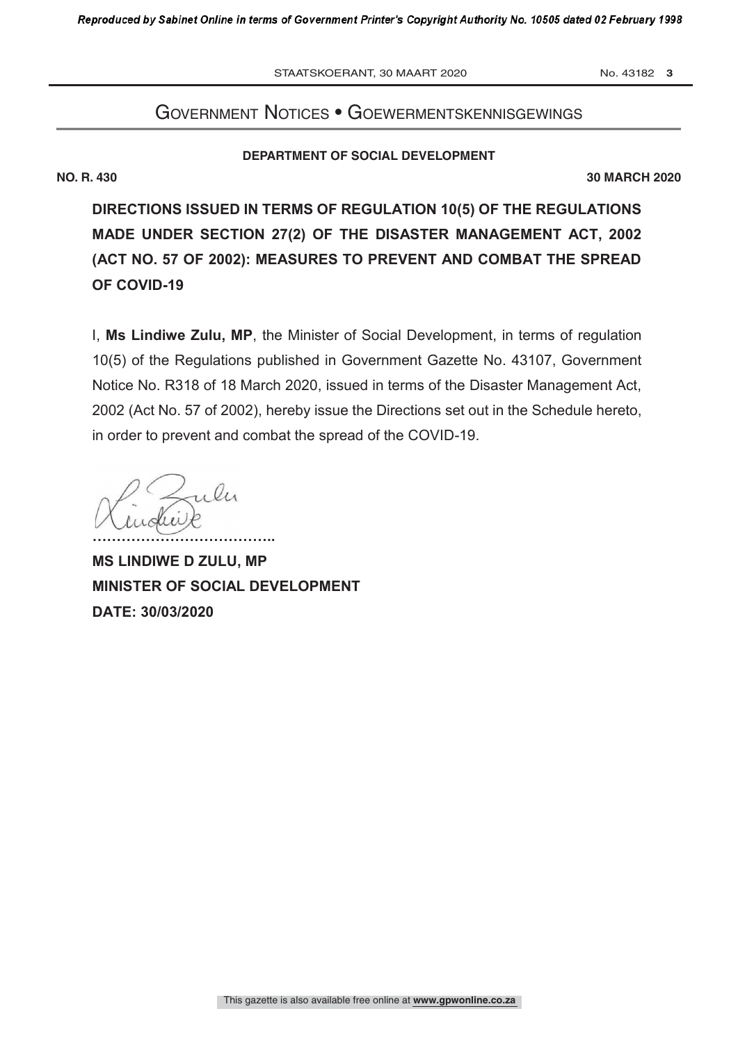# Government Notices • Goewermentskennisgewings

**DEPARTMENT OF SOCIAL DEVELOPMENT**

**NO. R. 430** **30 MARCH 2020**

## DIRECTIONS ISSUED IN TERMS OF REGULATION 10(5) OF THE REGULATIONS MADE UNDER SECTION 27(2) OF THE DISASTER MANAGEMENT ACT, 2002 (ACT NO. 57 OF 2002): MEASURES TO PREVENT AND COMBAT THE SPREAD OF COVID-19

I, **Ms Lindiwe Zulu, MP**, the Minister of Social Development, in terms of regulation 10(5) of the Regulations published in Government Gazette No. 43107, Government Notice No. R318 of 18 March 2020, issued in terms of the Disaster Management Act, 2002 (Act No. 57 of 2002), hereby issue the Directions set out in the Schedule hereto, in order to prevent and combat the spread of the COVID-19.

………………………………..

**MS LINDIWE D ZULU, MP**
**MINISTER OF SOCIAL DEVELOPMENT**
**DATE: 30/03/2020**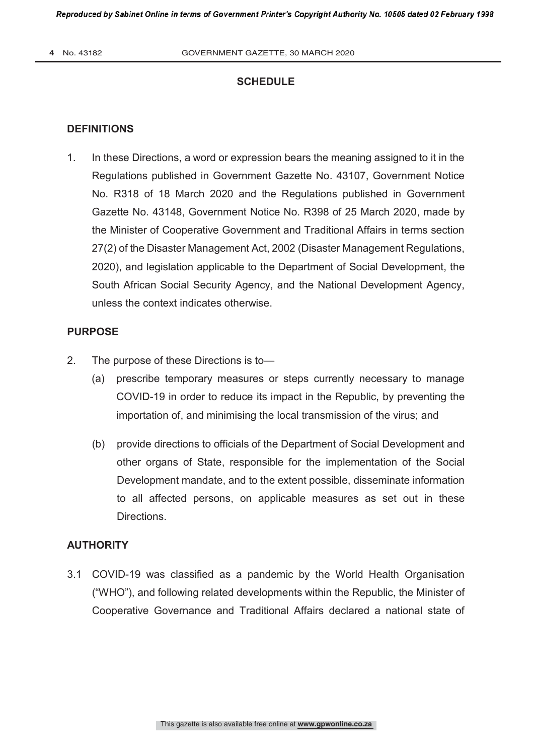## SCHEDULE

### DEFINITIONS

1. In these Directions, a word or expression bears the meaning assigned to it in the Regulations published in Government Gazette No. 43107, Government Notice No. R318 of 18 March 2020 and the Regulations published in Government Gazette No. 43148, Government Notice No. R398 of 25 March 2020, made by the Minister of Cooperative Government and Traditional Affairs in terms section 27(2) of the Disaster Management Act, 2002 (Disaster Management Regulations, 2020), and legislation applicable to the Department of Social Development, the South African Social Security Agency, and the National Development Agency, unless the context indicates otherwise.

### PURPOSE

2. The purpose of these Directions is to—
   - (a) prescribe temporary measures or steps currently necessary to manage COVID-19 in order to reduce its impact in the Republic, by preventing the importation of, and minimising the local transmission of the virus; and
   - (b) provide directions to officials of the Department of Social Development and other organs of State, responsible for the implementation of the Social Development mandate, and to the extent possible, disseminate information to all affected persons, on applicable measures as set out in these Directions.

### AUTHORITY

3.1 COVID-19 was classified as a pandemic by the World Health Organisation ("WHO"), and following related developments within the Republic, the Minister of Cooperative Governance and Traditional Affairs declared a national state of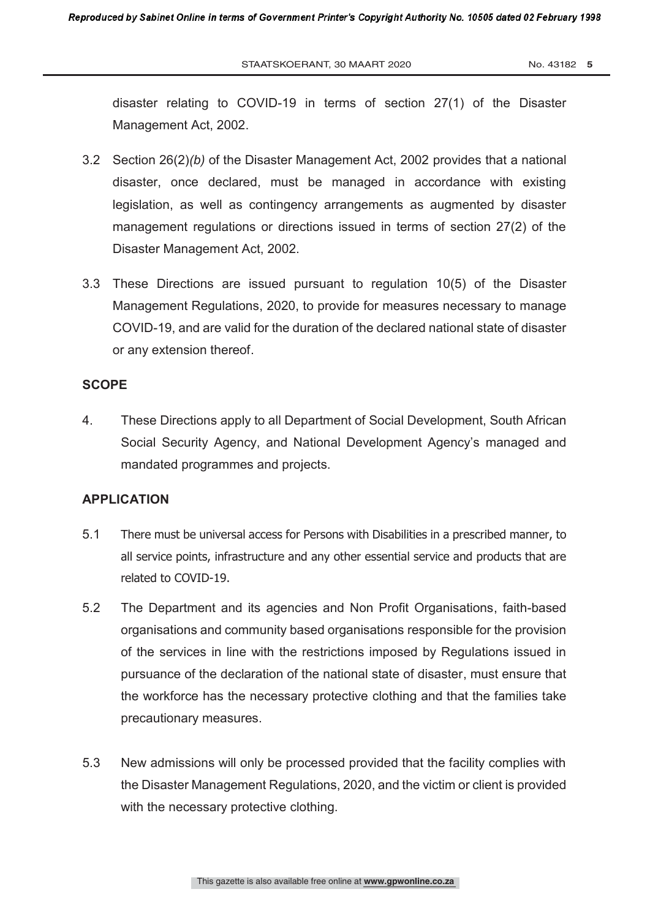disaster relating to COVID-19 in terms of section 27(1) of the Disaster Management Act, 2002.

3.2 Section 26(2)*(b)* of the Disaster Management Act, 2002 provides that a national disaster, once declared, must be managed in accordance with existing legislation, as well as contingency arrangements as augmented by disaster management regulations or directions issued in terms of section 27(2) of the Disaster Management Act, 2002.

3.3 These Directions are issued pursuant to regulation 10(5) of the Disaster Management Regulations, 2020, to provide for measures necessary to manage COVID-19, and are valid for the duration of the declared national state of disaster or any extension thereof.

## SCOPE

4. These Directions apply to all Department of Social Development, South African Social Security Agency, and National Development Agency's managed and mandated programmes and projects.

## APPLICATION

5.1 There must be universal access for Persons with Disabilities in a prescribed manner, to all service points, infrastructure and any other essential service and products that are related to COVID-19.

5.2 The Department and its agencies and Non Profit Organisations, faith-based organisations and community based organisations responsible for the provision of the services in line with the restrictions imposed by Regulations issued in pursuance of the declaration of the national state of disaster, must ensure that the workforce has the necessary protective clothing and that the families take precautionary measures.

5.3 New admissions will only be processed provided that the facility complies with the Disaster Management Regulations, 2020, and the victim or client is provided with the necessary protective clothing.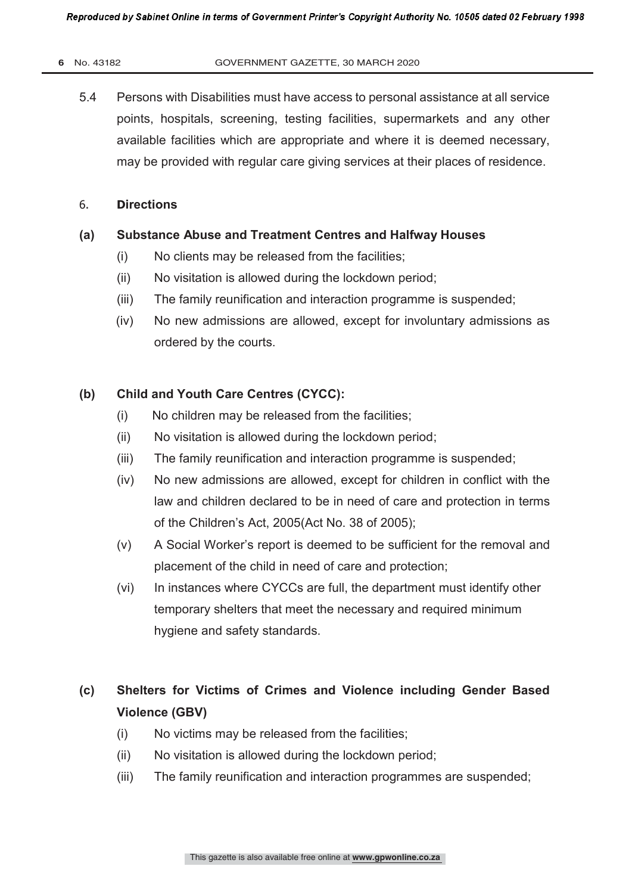5.4 Persons with Disabilities must have access to personal assistance at all service points, hospitals, screening, testing facilities, supermarkets and any other available facilities which are appropriate and where it is deemed necessary, may be provided with regular care giving services at their places of residence.

## 6. **Directions**

### (a) Substance Abuse and Treatment Centres and Halfway Houses

(i) No clients may be released from the facilities;

(ii) No visitation is allowed during the lockdown period;

(iii) The family reunification and interaction programme is suspended;

(iv) No new admissions are allowed, except for involuntary admissions as ordered by the courts.

### (b) Child and Youth Care Centres (CYCC):

(i) No children may be released from the facilities;

(ii) No visitation is allowed during the lockdown period;

(iii) The family reunification and interaction programme is suspended;

(iv) No new admissions are allowed, except for children in conflict with the law and children declared to be in need of care and protection in terms of the Children's Act, 2005(Act No. 38 of 2005);

(v) A Social Worker's report is deemed to be sufficient for the removal and placement of the child in need of care and protection;

(vi) In instances where CYCCs are full, the department must identify other temporary shelters that meet the necessary and required minimum hygiene and safety standards.

### (c) Shelters for Victims of Crimes and Violence including Gender Based Violence (GBV)

(i) No victims may be released from the facilities;

(ii) No visitation is allowed during the lockdown period;

(iii) The family reunification and interaction programmes are suspended;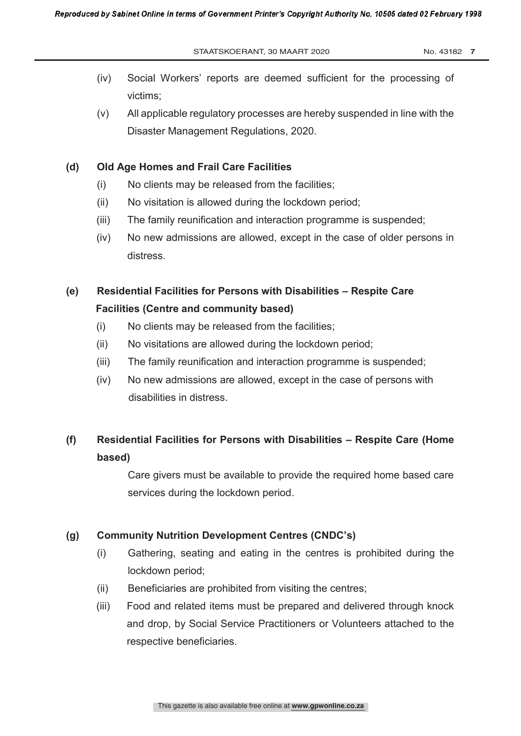(iv) Social Workers' reports are deemed sufficient for the processing of victims;

(v) All applicable regulatory processes are hereby suspended in line with the Disaster Management Regulations, 2020.

**(d) Old Age Homes and Frail Care Facilities**

(i) No clients may be released from the facilities;

(ii) No visitation is allowed during the lockdown period;

(iii) The family reunification and interaction programme is suspended;

(iv) No new admissions are allowed, except in the case of older persons in distress.

**(e) Residential Facilities for Persons with Disabilities – Respite Care Facilities (Centre and community based)**

(i) No clients may be released from the facilities;

(ii) No visitations are allowed during the lockdown period;

(iii) The family reunification and interaction programme is suspended;

(iv) No new admissions are allowed, except in the case of persons with disabilities in distress.

**(f) Residential Facilities for Persons with Disabilities – Respite Care (Home based)**

Care givers must be available to provide the required home based care services during the lockdown period.

**(g) Community Nutrition Development Centres (CNDC's)**

(i) Gathering, seating and eating in the centres is prohibited during the lockdown period;

(ii) Beneficiaries are prohibited from visiting the centres;

(iii) Food and related items must be prepared and delivered through knock and drop, by Social Service Practitioners or Volunteers attached to the respective beneficiaries.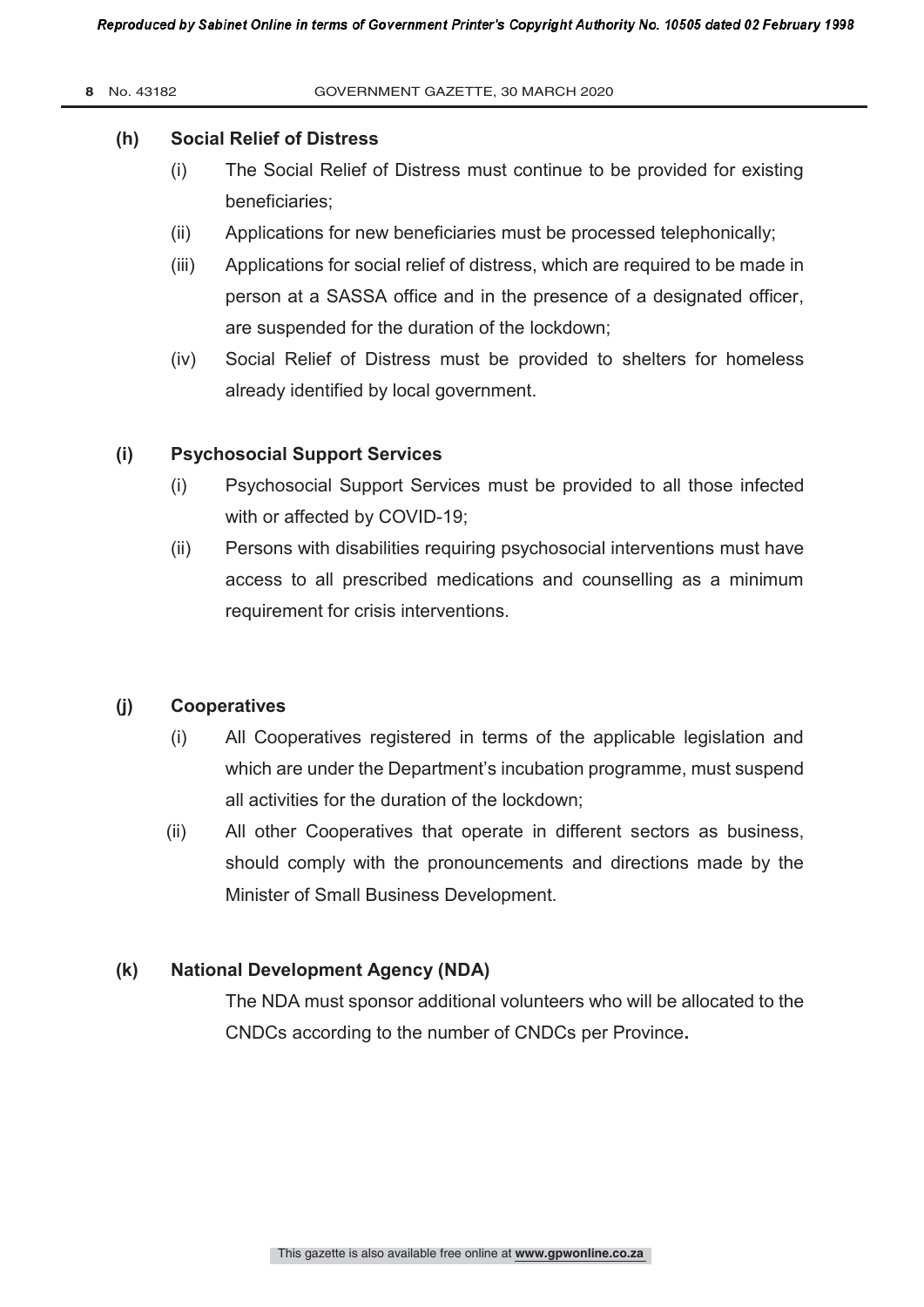**(h) Social Relief of Distress**

(i) The Social Relief of Distress must continue to be provided for existing beneficiaries;

(ii) Applications for new beneficiaries must be processed telephonically;

(iii) Applications for social relief of distress, which are required to be made in person at a SASSA office and in the presence of a designated officer, are suspended for the duration of the lockdown;

(iv) Social Relief of Distress must be provided to shelters for homeless already identified by local government.

**(i) Psychosocial Support Services**

(i) Psychosocial Support Services must be provided to all those infected with or affected by COVID-19;

(ii) Persons with disabilities requiring psychosocial interventions must have access to all prescribed medications and counselling as a minimum requirement for crisis interventions.

**(j) Cooperatives**

(i) All Cooperatives registered in terms of the applicable legislation and which are under the Department's incubation programme, must suspend all activities for the duration of the lockdown;

(ii) All other Cooperatives that operate in different sectors as business, should comply with the pronouncements and directions made by the Minister of Small Business Development.

**(k) National Development Agency (NDA)**

The NDA must sponsor additional volunteers who will be allocated to the CNDCs according to the number of CNDCs per Province.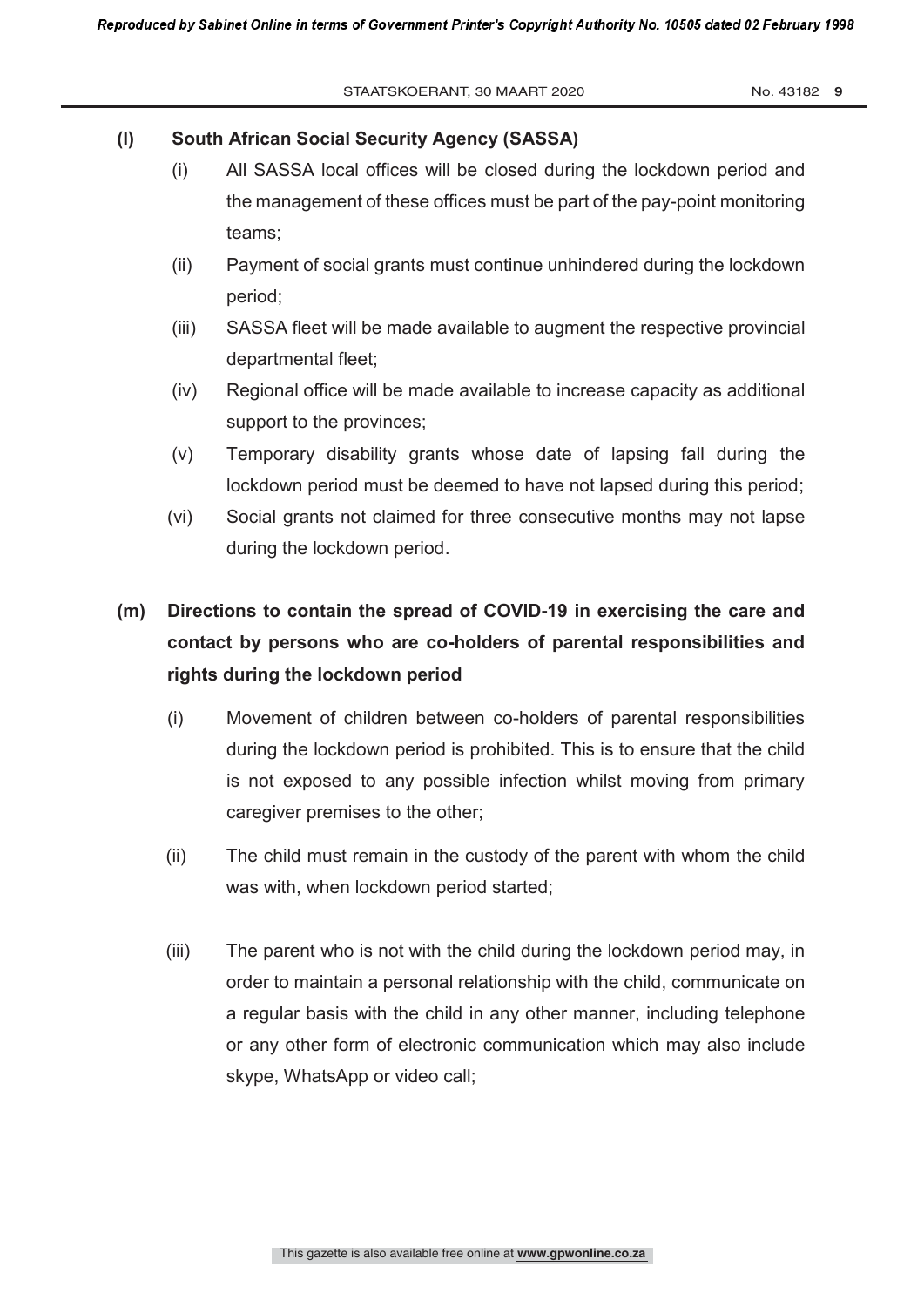**(l) South African Social Security Agency (SASSA)**

(i) All SASSA local offices will be closed during the lockdown period and the management of these offices must be part of the pay-point monitoring teams;

(ii) Payment of social grants must continue unhindered during the lockdown period;

(iii) SASSA fleet will be made available to augment the respective provincial departmental fleet;

(iv) Regional office will be made available to increase capacity as additional support to the provinces;

(v) Temporary disability grants whose date of lapsing fall during the lockdown period must be deemed to have not lapsed during this period;

(vi) Social grants not claimed for three consecutive months may not lapse during the lockdown period.

**(m) Directions to contain the spread of COVID-19 in exercising the care and contact by persons who are co-holders of parental responsibilities and rights during the lockdown period**

(i) Movement of children between co-holders of parental responsibilities during the lockdown period is prohibited. This is to ensure that the child is not exposed to any possible infection whilst moving from primary caregiver premises to the other;

(ii) The child must remain in the custody of the parent with whom the child was with, when lockdown period started;

(iii) The parent who is not with the child during the lockdown period may, in order to maintain a personal relationship with the child, communicate on a regular basis with the child in any other manner, including telephone or any other form of electronic communication which may also include skype, WhatsApp or video call;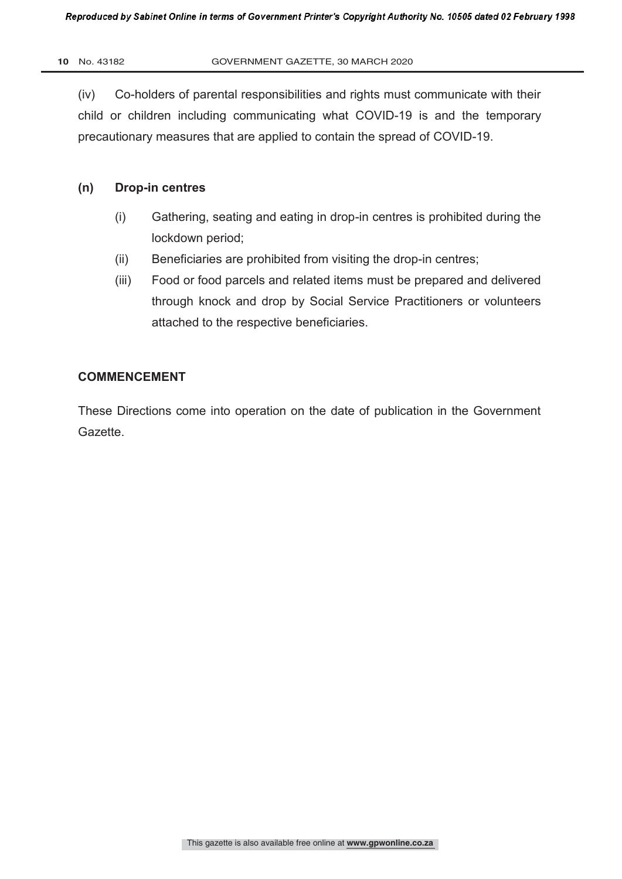(iv) Co-holders of parental responsibilities and rights must communicate with their child or children including communicating what COVID-19 is and the temporary precautionary measures that are applied to contain the spread of COVID-19.

**(n) Drop-in centres**

(i) Gathering, seating and eating in drop-in centres is prohibited during the lockdown period;

(ii) Beneficiaries are prohibited from visiting the drop-in centres;

(iii) Food or food parcels and related items must be prepared and delivered through knock and drop by Social Service Practitioners or volunteers attached to the respective beneficiaries.

**COMMENCEMENT**

These Directions come into operation on the date of publication in the Government Gazette.